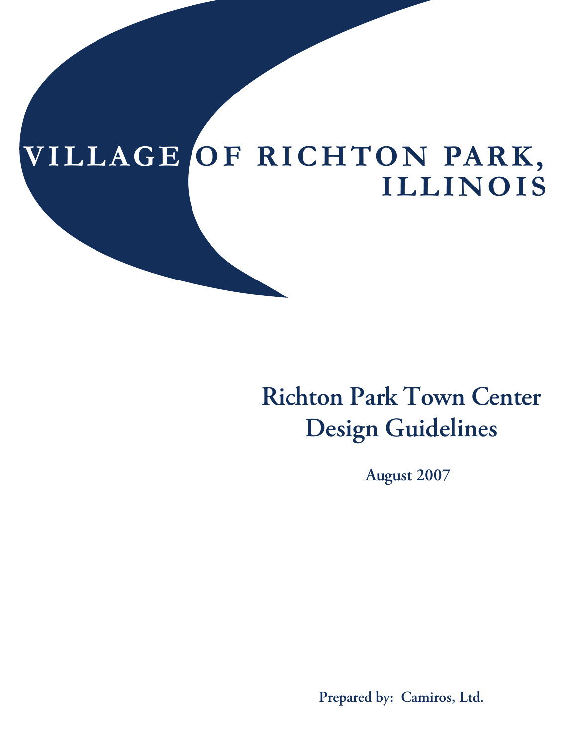# VILLAGE OF RICHTON PARK, ILLINOIS

## Richton Park Town Center Design Guidelines

**August 2007**

**Prepared by: Camiros, Ltd.**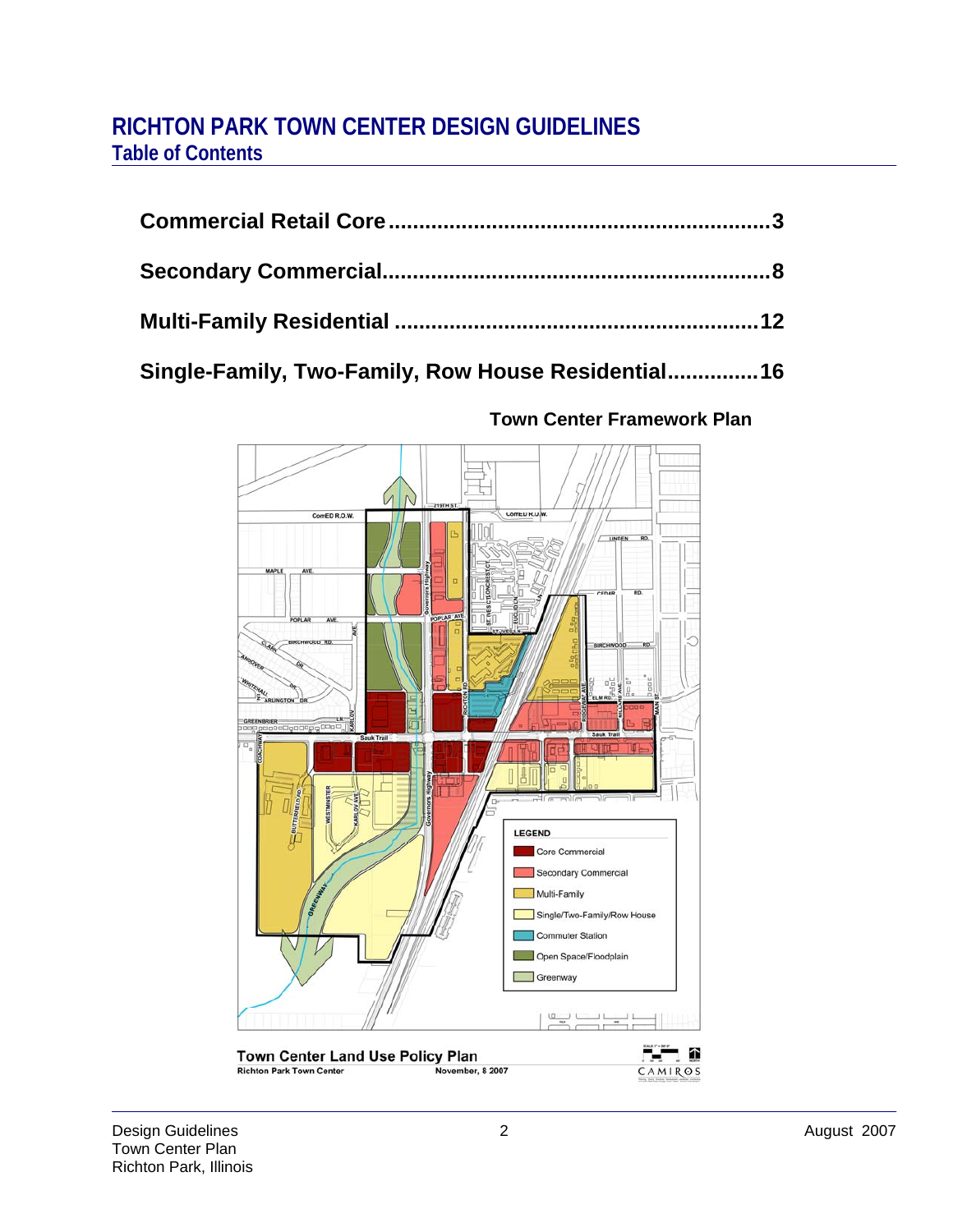# RICHTON PARK TOWN CENTER DESIGN GUIDELINES

## Table of Contents

**Commercial Retail Core ............................................................3**

**Secondary Commercial.............................................................8**

**Multi-Family Residential .........................................................12**

**Single-Family, Two-Family, Row House Residential..............16**

**Town Center Framework Plan**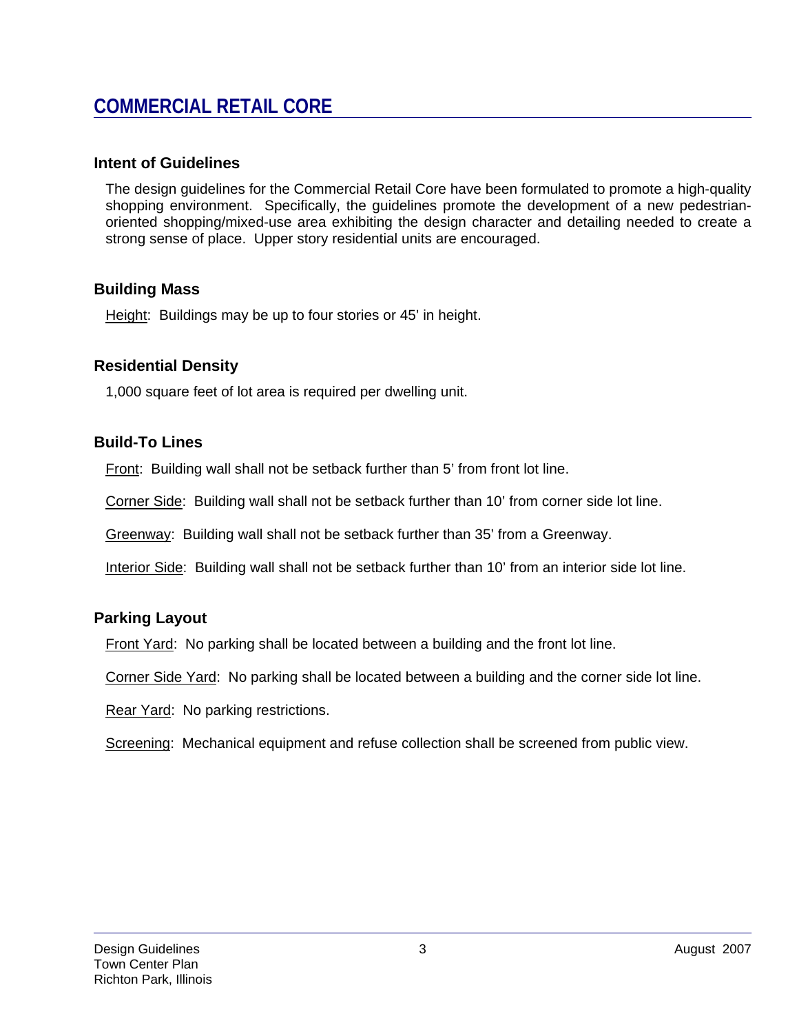# COMMERCIAL RETAIL CORE

## Intent of Guidelines

The design guidelines for the Commercial Retail Core have been formulated to promote a high-quality shopping environment. Specifically, the guidelines promote the development of a new pedestrian-oriented shopping/mixed-use area exhibiting the design character and detailing needed to create a strong sense of place. Upper story residential units are encouraged.

## Building Mass

Height: Buildings may be up to four stories or 45' in height.

## Residential Density

1,000 square feet of lot area is required per dwelling unit.

## Build-To Lines

Front: Building wall shall not be setback further than 5' from front lot line.

Corner Side: Building wall shall not be setback further than 10' from corner side lot line.

Greenway: Building wall shall not be setback further than 35' from a Greenway.

Interior Side: Building wall shall not be setback further than 10' from an interior side lot line.

## Parking Layout

Front Yard: No parking shall be located between a building and the front lot line.

Corner Side Yard: No parking shall be located between a building and the corner side lot line.

Rear Yard: No parking restrictions.

Screening: Mechanical equipment and refuse collection shall be screened from public view.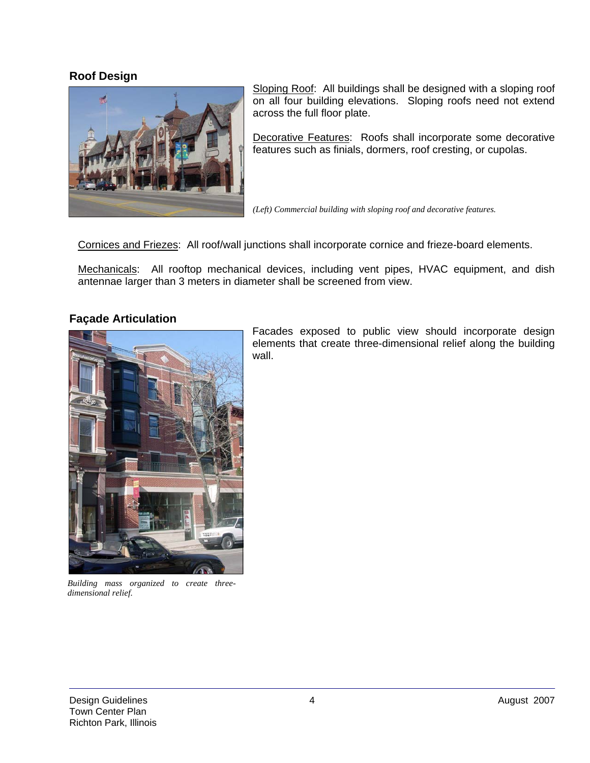## Roof Design

Sloping Roof: All buildings shall be designed with a sloping roof on all four building elevations. Sloping roofs need not extend across the full floor plate.

Decorative Features: Roofs shall incorporate some decorative features such as finials, dormers, roof cresting, or cupolas.

*(Left) Commercial building with sloping roof and decorative features.*

Cornices and Friezes: All roof/wall junctions shall incorporate cornice and frieze-board elements.

Mechanicals: All rooftop mechanical devices, including vent pipes, HVAC equipment, and dish antennae larger than 3 meters in diameter shall be screened from view.

## Façade Articulation

Facades exposed to public view should incorporate design elements that create three-dimensional relief along the building wall.

*Building mass organized to create three-dimensional relief.*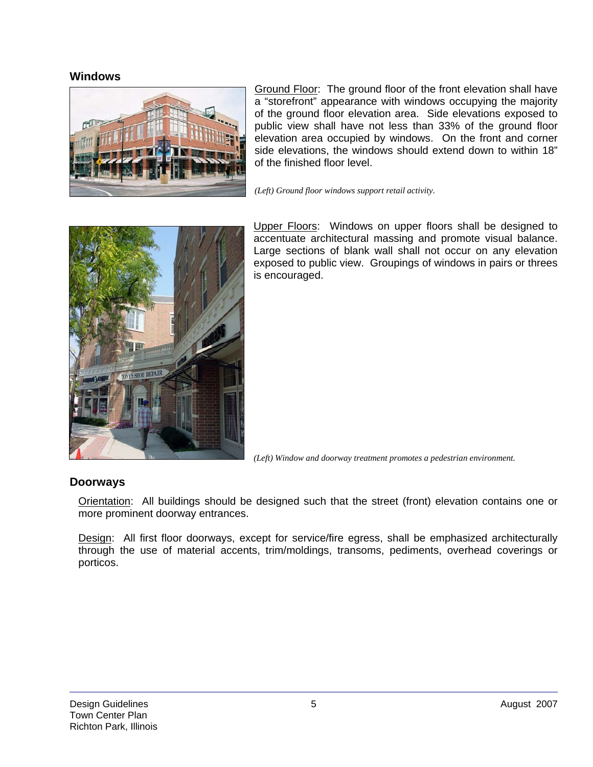## Windows

Ground Floor: The ground floor of the front elevation shall have a "storefront" appearance with windows occupying the majority of the ground floor elevation area. Side elevations exposed to public view shall have not less than 33% of the ground floor elevation area occupied by windows. On the front and corner side elevations, the windows should extend down to within 18" of the finished floor level.

*(Left) Ground floor windows support retail activity.*

Upper Floors: Windows on upper floors shall be designed to accentuate architectural massing and promote visual balance. Large sections of blank wall shall not occur on any elevation exposed to public view. Groupings of windows in pairs or threes is encouraged.

*(Left) Window and doorway treatment promotes a pedestrian environment.*

## Doorways

Orientation: All buildings should be designed such that the street (front) elevation contains one or more prominent doorway entrances.

Design: All first floor doorways, except for service/fire egress, shall be emphasized architecturally through the use of material accents, trim/moldings, transoms, pediments, overhead coverings or porticos.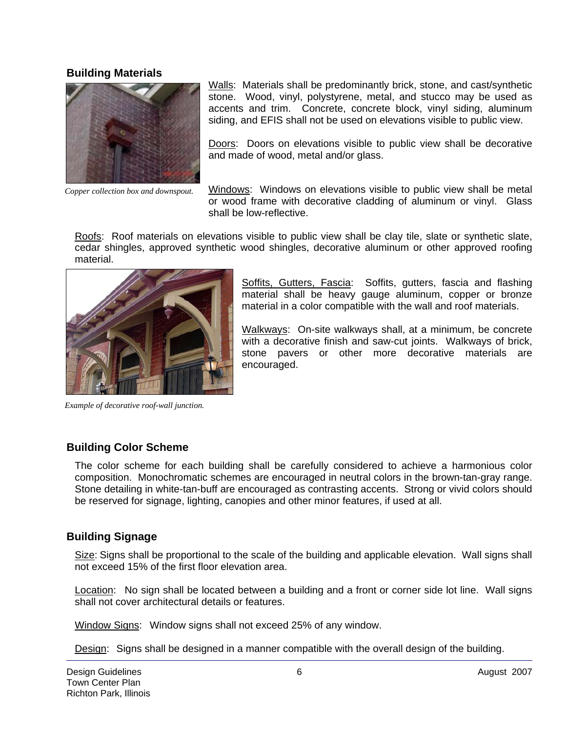## Building Materials

Walls: Materials shall be predominantly brick, stone, and cast/synthetic stone. Wood, vinyl, polystyrene, metal, and stucco may be used as accents and trim. Concrete, concrete block, vinyl siding, aluminum siding, and EFIS shall not be used on elevations visible to public view.

Doors: Doors on elevations visible to public view shall be decorative and made of wood, metal and/or glass.

*Copper collection box and downspout.*

Windows: Windows on elevations visible to public view shall be metal or wood frame with decorative cladding of aluminum or vinyl. Glass shall be low-reflective.

Roofs: Roof materials on elevations visible to public view shall be clay tile, slate or synthetic slate, cedar shingles, approved synthetic wood shingles, decorative aluminum or other approved roofing material.

Soffits, Gutters, Fascia: Soffits, gutters, fascia and flashing material shall be heavy gauge aluminum, copper or bronze material in a color compatible with the wall and roof materials.

Walkways: On-site walkways shall, at a minimum, be concrete with a decorative finish and saw-cut joints. Walkways of brick, stone pavers or other more decorative materials are encouraged.

*Example of decorative roof-wall junction.*

## Building Color Scheme

The color scheme for each building shall be carefully considered to achieve a harmonious color composition. Monochromatic schemes are encouraged in neutral colors in the brown-tan-gray range. Stone detailing in white-tan-buff are encouraged as contrasting accents. Strong or vivid colors should be reserved for signage, lighting, canopies and other minor features, if used at all.

## Building Signage

Size: Signs shall be proportional to the scale of the building and applicable elevation. Wall signs shall not exceed 15% of the first floor elevation area.

Location: No sign shall be located between a building and a front or corner side lot line. Wall signs shall not cover architectural details or features.

Window Signs: Window signs shall not exceed 25% of any window.

Design: Signs shall be designed in a manner compatible with the overall design of the building.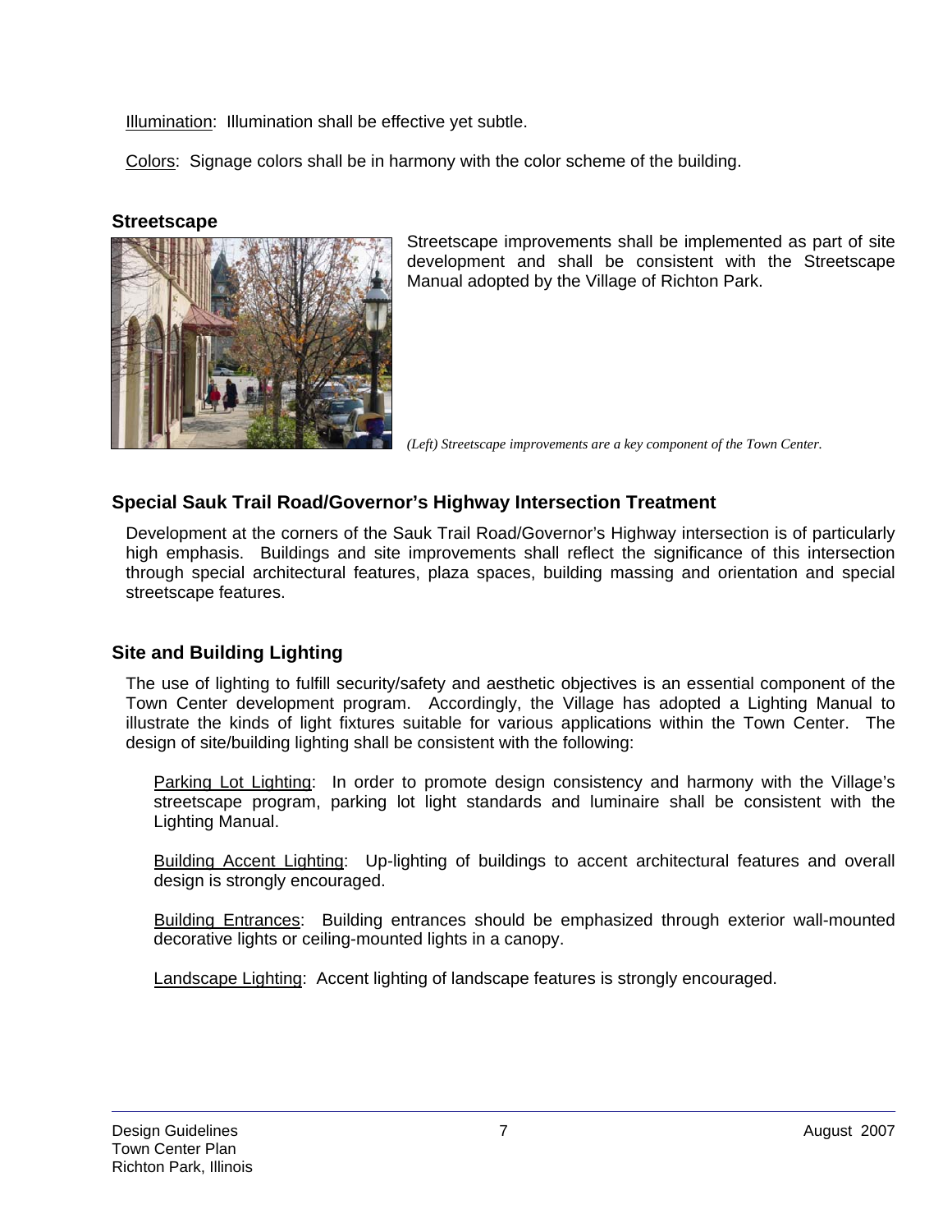Illumination: Illumination shall be effective yet subtle.

Colors: Signage colors shall be in harmony with the color scheme of the building.

### Streetscape

Streetscape improvements shall be implemented as part of site development and shall be consistent with the Streetscape Manual adopted by the Village of Richton Park.

*(Left) Streetscape improvements are a key component of the Town Center.*

### Special Sauk Trail Road/Governor's Highway Intersection Treatment

Development at the corners of the Sauk Trail Road/Governor's Highway intersection is of particularly high emphasis. Buildings and site improvements shall reflect the significance of this intersection through special architectural features, plaza spaces, building massing and orientation and special streetscape features.

### Site and Building Lighting

The use of lighting to fulfill security/safety and aesthetic objectives is an essential component of the Town Center development program. Accordingly, the Village has adopted a Lighting Manual to illustrate the kinds of light fixtures suitable for various applications within the Town Center. The design of site/building lighting shall be consistent with the following:

Parking Lot Lighting: In order to promote design consistency and harmony with the Village's streetscape program, parking lot light standards and luminaire shall be consistent with the Lighting Manual.

Building Accent Lighting: Up-lighting of buildings to accent architectural features and overall design is strongly encouraged.

Building Entrances: Building entrances should be emphasized through exterior wall-mounted decorative lights or ceiling-mounted lights in a canopy.

Landscape Lighting: Accent lighting of landscape features is strongly encouraged.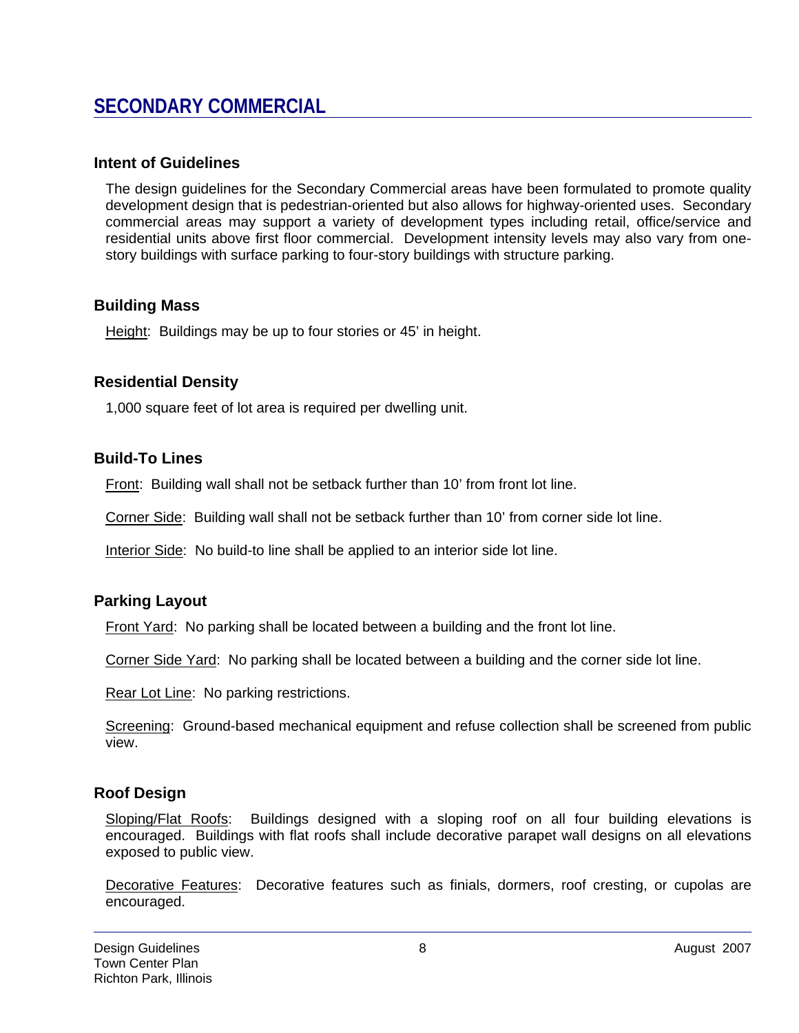# SECONDARY COMMERCIAL

## Intent of Guidelines

The design guidelines for the Secondary Commercial areas have been formulated to promote quality development design that is pedestrian-oriented but also allows for highway-oriented uses. Secondary commercial areas may support a variety of development types including retail, office/service and residential units above first floor commercial. Development intensity levels may also vary from one-story buildings with surface parking to four-story buildings with structure parking.

## Building Mass

Height: Buildings may be up to four stories or 45' in height.

## Residential Density

1,000 square feet of lot area is required per dwelling unit.

## Build-To Lines

Front: Building wall shall not be setback further than 10' from front lot line.

Corner Side: Building wall shall not be setback further than 10' from corner side lot line.

Interior Side: No build-to line shall be applied to an interior side lot line.

## Parking Layout

Front Yard: No parking shall be located between a building and the front lot line.

Corner Side Yard: No parking shall be located between a building and the corner side lot line.

Rear Lot Line: No parking restrictions.

Screening: Ground-based mechanical equipment and refuse collection shall be screened from public view.

## Roof Design

Sloping/Flat Roofs: Buildings designed with a sloping roof on all four building elevations is encouraged. Buildings with flat roofs shall include decorative parapet wall designs on all elevations exposed to public view.

Decorative Features: Decorative features such as finials, dormers, roof cresting, or cupolas are encouraged.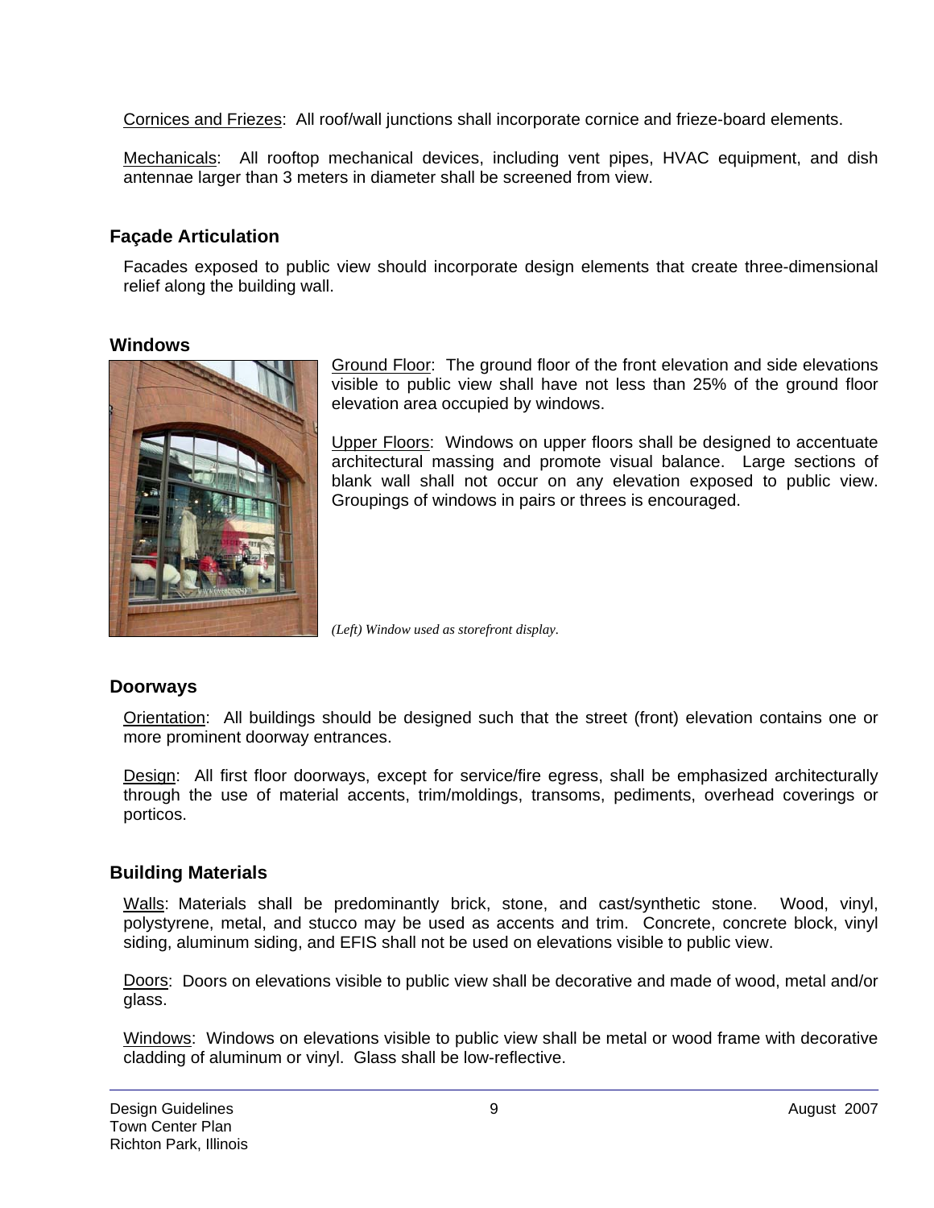Cornices and Friezes:  All roof/wall junctions shall incorporate cornice and frieze-board elements.

Mechanicals:  All rooftop mechanical devices, including vent pipes, HVAC equipment, and dish antennae larger than 3 meters in diameter shall be screened from view.

## Façade Articulation

Facades exposed to public view should incorporate design elements that create three-dimensional relief along the building wall.

## Windows

Ground Floor:  The ground floor of the front elevation and side elevations visible to public view shall have not less than 25% of the ground floor elevation area occupied by windows.

Upper Floors:  Windows on upper floors shall be designed to accentuate architectural massing and promote visual balance.  Large sections of blank wall shall not occur on any elevation exposed to public view.  Groupings of windows in pairs or threes is encouraged.

*(Left) Window used as storefront display.*

## Doorways

Orientation:  All buildings should be designed such that the street (front) elevation contains one or more prominent doorway entrances.

Design:  All first floor doorways, except for service/fire egress, shall be emphasized architecturally through the use of material accents, trim/moldings, transoms, pediments, overhead coverings or porticos.

## Building Materials

Walls: Materials shall be predominantly brick, stone, and cast/synthetic stone.  Wood, vinyl, polystyrene, metal, and stucco may be used as accents and trim.  Concrete, concrete block, vinyl siding, aluminum siding, and EFIS shall not be used on elevations visible to public view.

Doors:  Doors on elevations visible to public view shall be decorative and made of wood, metal and/or glass.

Windows:  Windows on elevations visible to public view shall be metal or wood frame with decorative cladding of aluminum or vinyl.  Glass shall be low-reflective.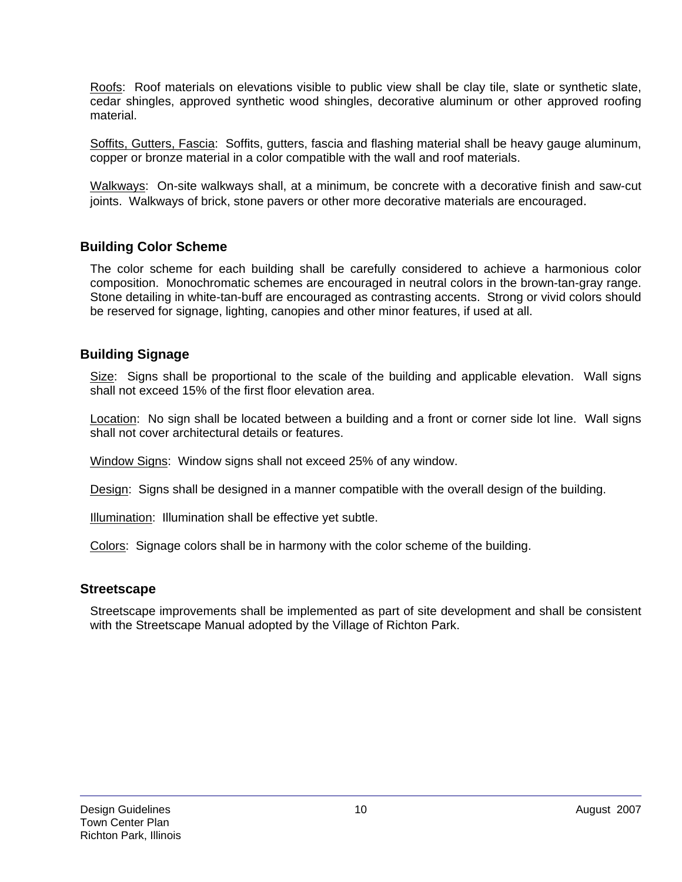Roofs: Roof materials on elevations visible to public view shall be clay tile, slate or synthetic slate, cedar shingles, approved synthetic wood shingles, decorative aluminum or other approved roofing material.

Soffits, Gutters, Fascia: Soffits, gutters, fascia and flashing material shall be heavy gauge aluminum, copper or bronze material in a color compatible with the wall and roof materials.

Walkways: On-site walkways shall, at a minimum, be concrete with a decorative finish and saw-cut joints. Walkways of brick, stone pavers or other more decorative materials are encouraged.

## Building Color Scheme

The color scheme for each building shall be carefully considered to achieve a harmonious color composition. Monochromatic schemes are encouraged in neutral colors in the brown-tan-gray range. Stone detailing in white-tan-buff are encouraged as contrasting accents. Strong or vivid colors should be reserved for signage, lighting, canopies and other minor features, if used at all.

## Building Signage

Size: Signs shall be proportional to the scale of the building and applicable elevation. Wall signs shall not exceed 15% of the first floor elevation area.

Location: No sign shall be located between a building and a front or corner side lot line. Wall signs shall not cover architectural details or features.

Window Signs: Window signs shall not exceed 25% of any window.

Design: Signs shall be designed in a manner compatible with the overall design of the building.

Illumination: Illumination shall be effective yet subtle.

Colors: Signage colors shall be in harmony with the color scheme of the building.

## Streetscape

Streetscape improvements shall be implemented as part of site development and shall be consistent with the Streetscape Manual adopted by the Village of Richton Park.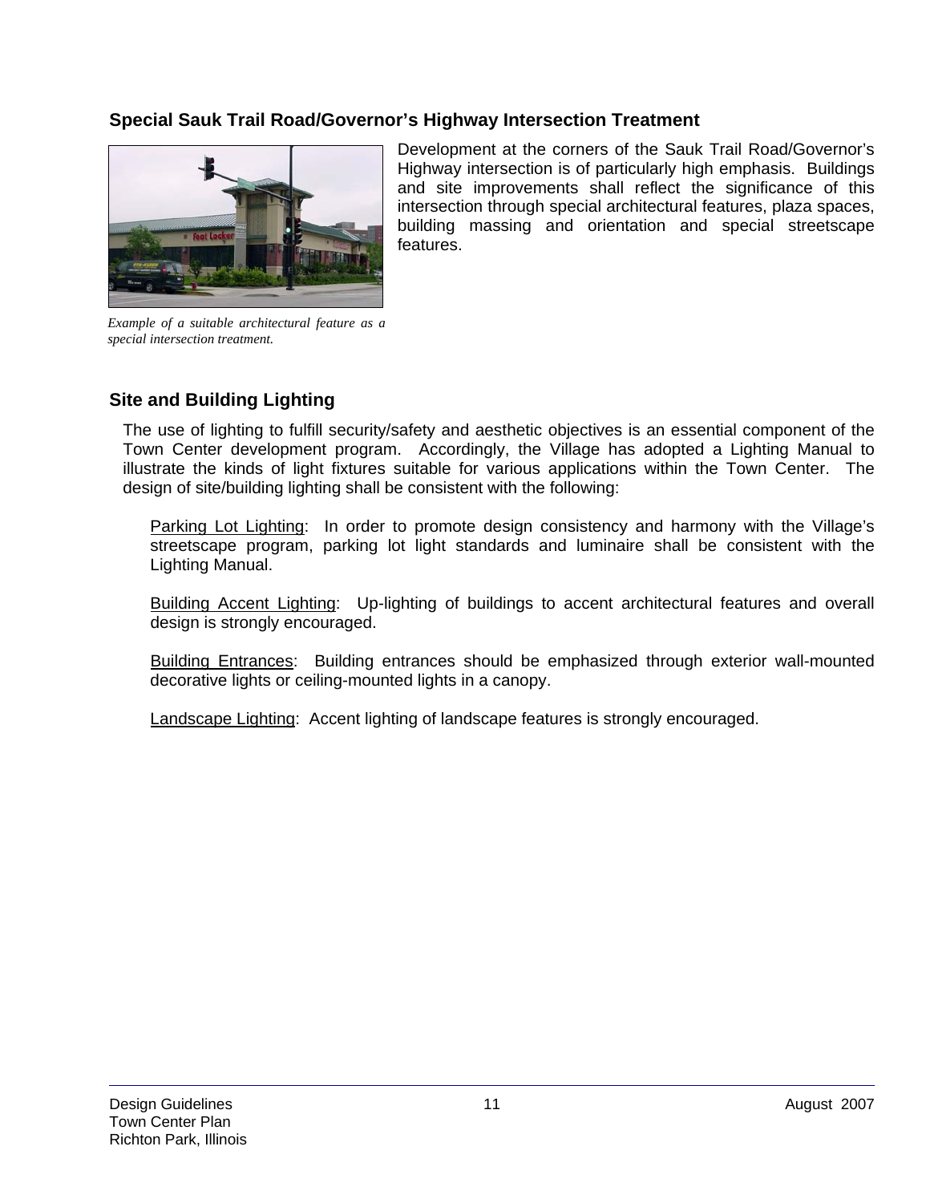### Special Sauk Trail Road/Governor's Highway Intersection Treatment

Development at the corners of the Sauk Trail Road/Governor's Highway intersection is of particularly high emphasis. Buildings and site improvements shall reflect the significance of this intersection through special architectural features, plaza spaces, building massing and orientation and special streetscape features.

*Example of a suitable architectural feature as a special intersection treatment.*

### Site and Building Lighting

The use of lighting to fulfill security/safety and aesthetic objectives is an essential component of the Town Center development program. Accordingly, the Village has adopted a Lighting Manual to illustrate the kinds of light fixtures suitable for various applications within the Town Center. The design of site/building lighting shall be consistent with the following:

<u>Parking Lot Lighting</u>: In order to promote design consistency and harmony with the Village's streetscape program, parking lot light standards and luminaire shall be consistent with the Lighting Manual.

<u>Building Accent Lighting</u>: Up-lighting of buildings to accent architectural features and overall design is strongly encouraged.

<u>Building Entrances</u>: Building entrances should be emphasized through exterior wall-mounted decorative lights or ceiling-mounted lights in a canopy.

<u>Landscape Lighting</u>: Accent lighting of landscape features is strongly encouraged.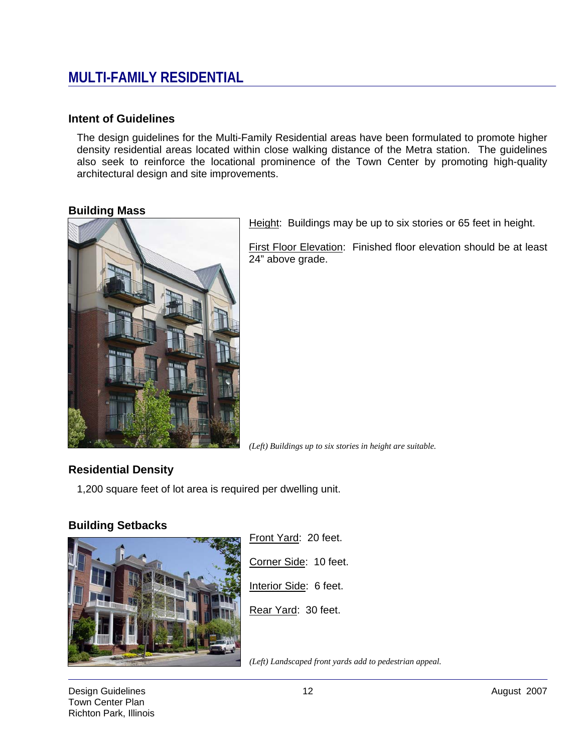# MULTI-FAMILY RESIDENTIAL

## Intent of Guidelines

The design guidelines for the Multi-Family Residential areas have been formulated to promote higher density residential areas located within close walking distance of the Metra station. The guidelines also seek to reinforce the locational prominence of the Town Center by promoting high-quality architectural design and site improvements.

## Building Mass

Height: Buildings may be up to six stories or 65 feet in height.

First Floor Elevation: Finished floor elevation should be at least 24" above grade.

*(Left) Buildings up to six stories in height are suitable.*

## Residential Density

1,200 square feet of lot area is required per dwelling unit.

## Building Setbacks

Front Yard: 20 feet.

Corner Side: 10 feet.

Interior Side: 6 feet.

Rear Yard: 30 feet.

*(Left) Landscaped front yards add to pedestrian appeal.*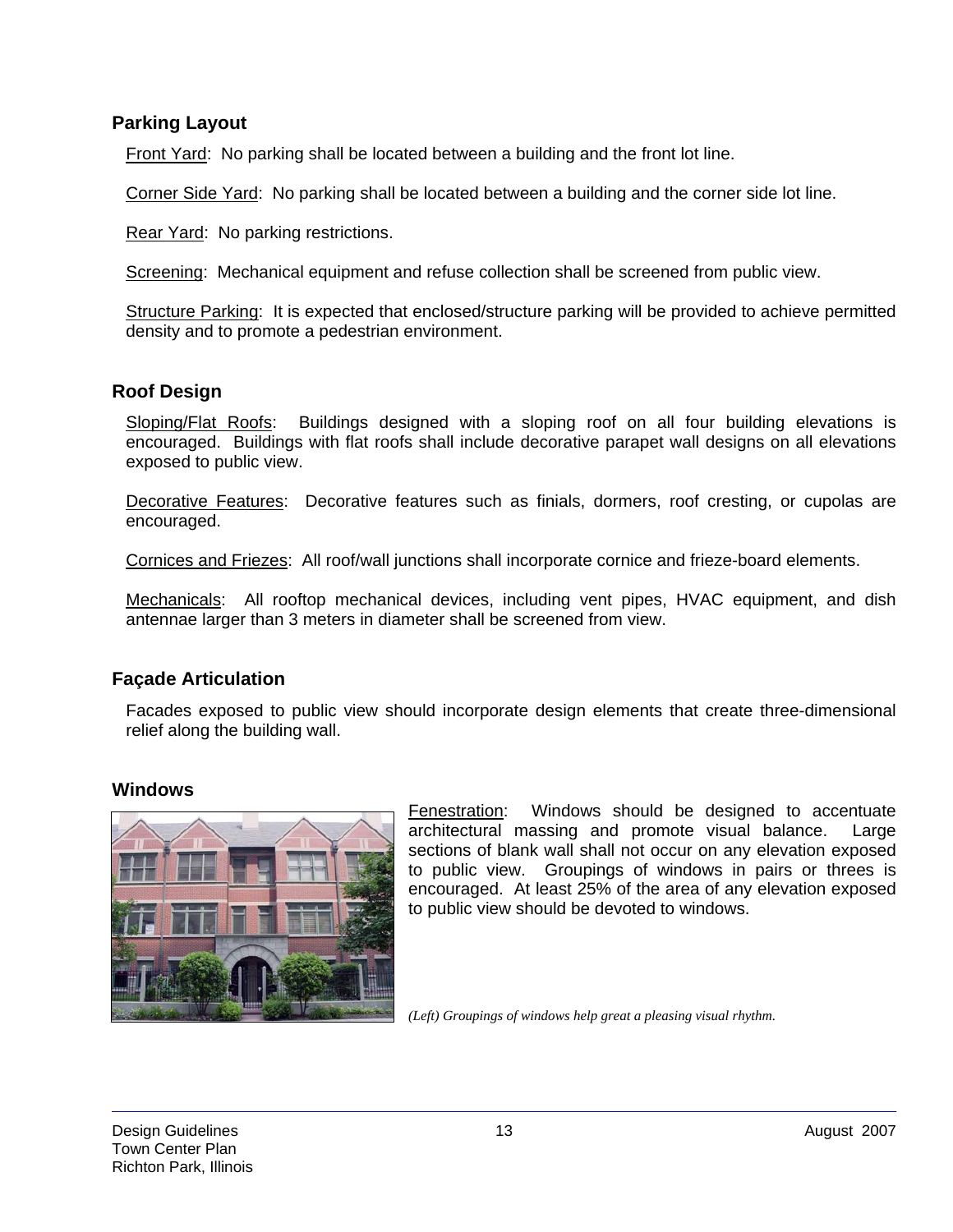## Parking Layout

Front Yard: No parking shall be located between a building and the front lot line.

Corner Side Yard: No parking shall be located between a building and the corner side lot line.

Rear Yard: No parking restrictions.

Screening: Mechanical equipment and refuse collection shall be screened from public view.

Structure Parking: It is expected that enclosed/structure parking will be provided to achieve permitted density and to promote a pedestrian environment.

## Roof Design

Sloping/Flat Roofs: Buildings designed with a sloping roof on all four building elevations is encouraged. Buildings with flat roofs shall include decorative parapet wall designs on all elevations exposed to public view.

Decorative Features: Decorative features such as finials, dormers, roof cresting, or cupolas are encouraged.

Cornices and Friezes: All roof/wall junctions shall incorporate cornice and frieze-board elements.

Mechanicals: All rooftop mechanical devices, including vent pipes, HVAC equipment, and dish antennae larger than 3 meters in diameter shall be screened from view.

## Façade Articulation

Facades exposed to public view should incorporate design elements that create three-dimensional relief along the building wall.

## Windows

Fenestration: Windows should be designed to accentuate architectural massing and promote visual balance. Large sections of blank wall shall not occur on any elevation exposed to public view. Groupings of windows in pairs or threes is encouraged. At least 25% of the area of any elevation exposed to public view should be devoted to windows.

*(Left) Groupings of windows help great a pleasing visual rhythm.*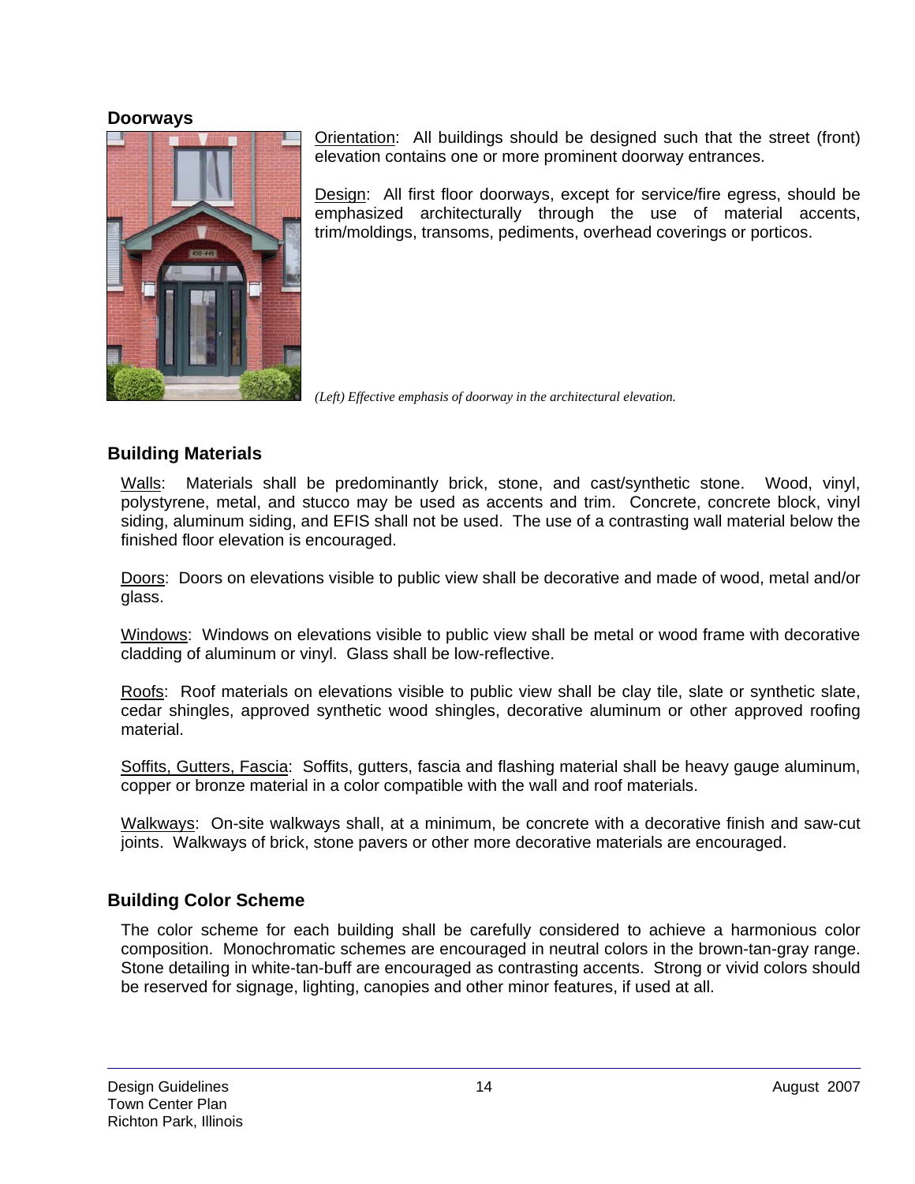## Doorways

Orientation: All buildings should be designed such that the street (front) elevation contains one or more prominent doorway entrances.

Design: All first floor doorways, except for service/fire egress, should be emphasized architecturally through the use of material accents, trim/moldings, transoms, pediments, overhead coverings or porticos.

*(Left) Effective emphasis of doorway in the architectural elevation.*

## Building Materials

Walls: Materials shall be predominantly brick, stone, and cast/synthetic stone. Wood, vinyl, polystyrene, metal, and stucco may be used as accents and trim. Concrete, concrete block, vinyl siding, aluminum siding, and EFIS shall not be used. The use of a contrasting wall material below the finished floor elevation is encouraged.

Doors: Doors on elevations visible to public view shall be decorative and made of wood, metal and/or glass.

Windows: Windows on elevations visible to public view shall be metal or wood frame with decorative cladding of aluminum or vinyl. Glass shall be low-reflective.

Roofs: Roof materials on elevations visible to public view shall be clay tile, slate or synthetic slate, cedar shingles, approved synthetic wood shingles, decorative aluminum or other approved roofing material.

Soffits, Gutters, Fascia: Soffits, gutters, fascia and flashing material shall be heavy gauge aluminum, copper or bronze material in a color compatible with the wall and roof materials.

Walkways: On-site walkways shall, at a minimum, be concrete with a decorative finish and saw-cut joints. Walkways of brick, stone pavers or other more decorative materials are encouraged.

## Building Color Scheme

The color scheme for each building shall be carefully considered to achieve a harmonious color composition. Monochromatic schemes are encouraged in neutral colors in the brown-tan-gray range. Stone detailing in white-tan-buff are encouraged as contrasting accents. Strong or vivid colors should be reserved for signage, lighting, canopies and other minor features, if used at all.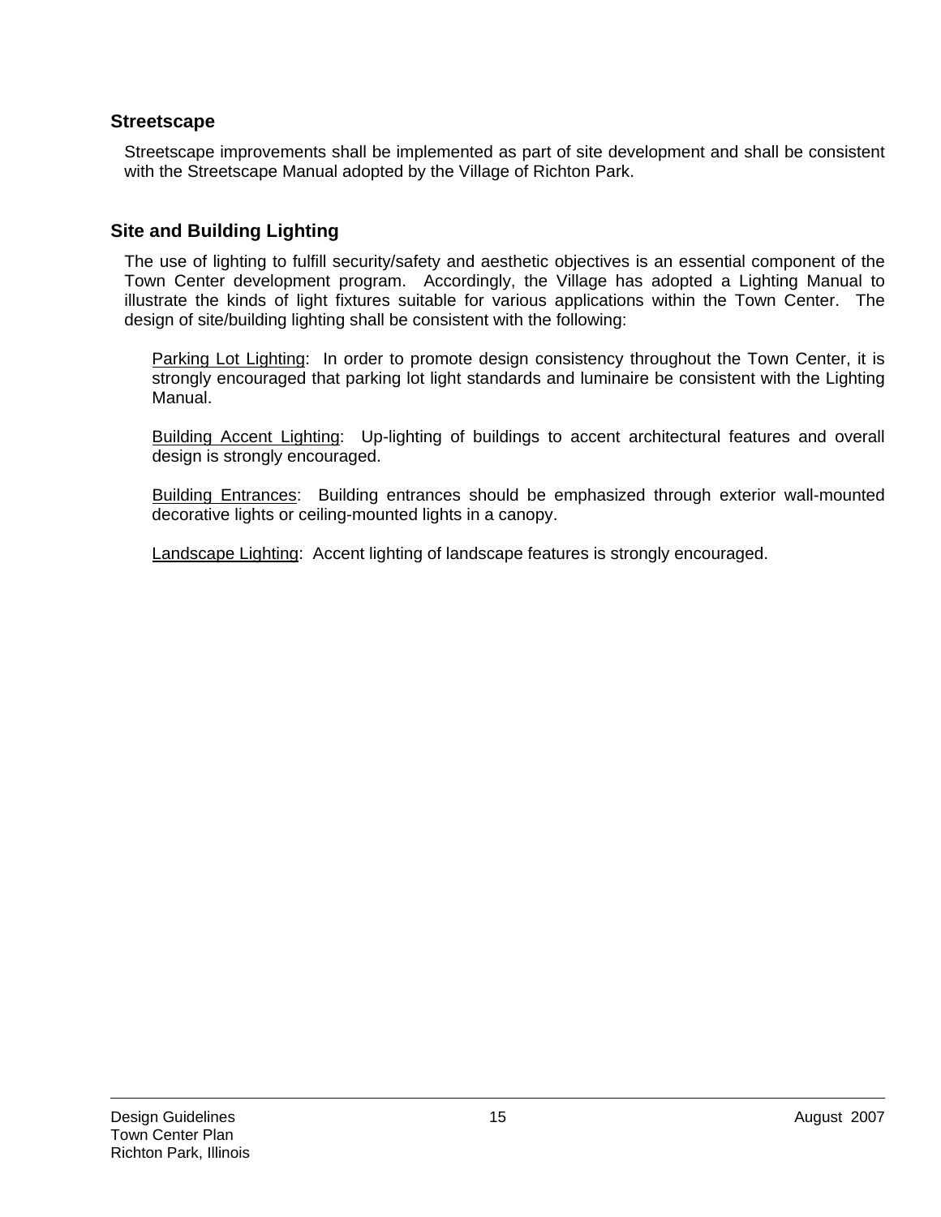## Streetscape

Streetscape improvements shall be implemented as part of site development and shall be consistent with the Streetscape Manual adopted by the Village of Richton Park.

## Site and Building Lighting

The use of lighting to fulfill security/safety and aesthetic objectives is an essential component of the Town Center development program. Accordingly, the Village has adopted a Lighting Manual to illustrate the kinds of light fixtures suitable for various applications within the Town Center. The design of site/building lighting shall be consistent with the following:

<u>Parking Lot Lighting</u>: In order to promote design consistency throughout the Town Center, it is strongly encouraged that parking lot light standards and luminaire be consistent with the Lighting Manual.

<u>Building Accent Lighting</u>: Up-lighting of buildings to accent architectural features and overall design is strongly encouraged.

<u>Building Entrances</u>: Building entrances should be emphasized through exterior wall-mounted decorative lights or ceiling-mounted lights in a canopy.

<u>Landscape Lighting</u>: Accent lighting of landscape features is strongly encouraged.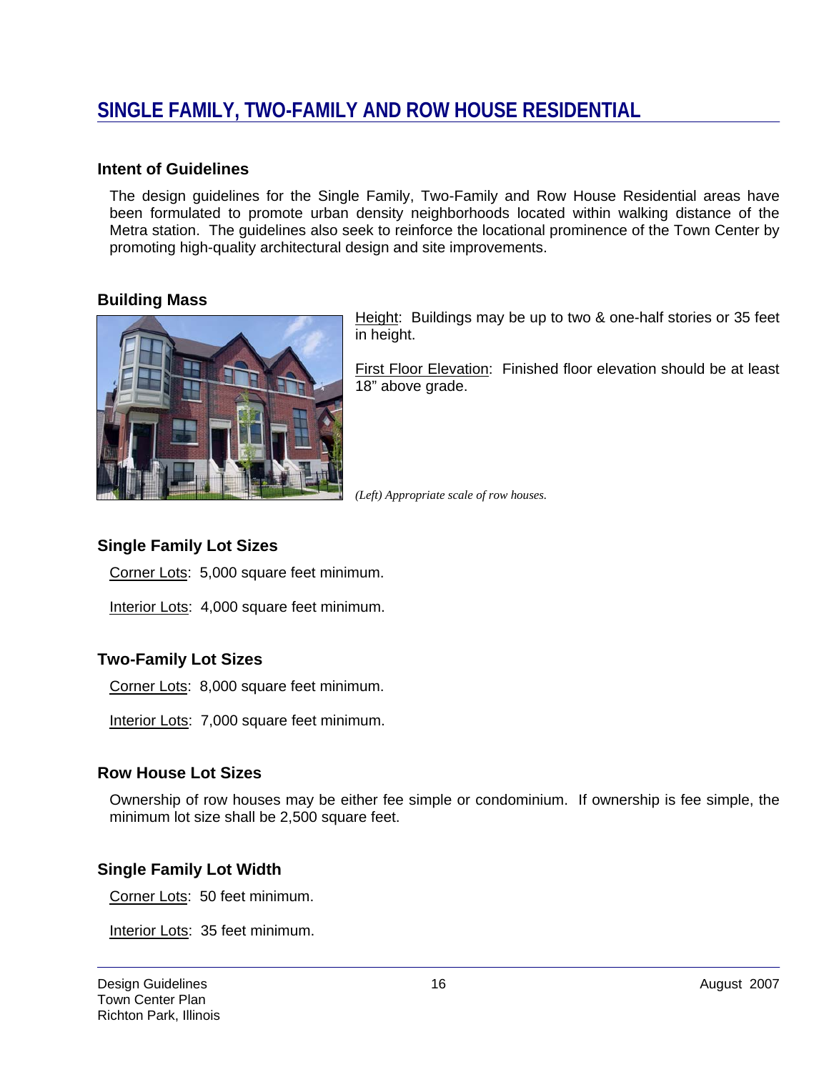## SINGLE FAMILY, TWO-FAMILY AND ROW HOUSE RESIDENTIAL

### Intent of Guidelines

The design guidelines for the Single Family, Two-Family and Row House Residential areas have been formulated to promote urban density neighborhoods located within walking distance of the Metra station. The guidelines also seek to reinforce the locational prominence of the Town Center by promoting high-quality architectural design and site improvements.

### Building Mass

Height: Buildings may be up to two & one-half stories or 35 feet in height.

First Floor Elevation: Finished floor elevation should be at least 18" above grade.

*(Left) Appropriate scale of row houses.*

### Single Family Lot Sizes

Corner Lots: 5,000 square feet minimum.

Interior Lots: 4,000 square feet minimum.

### Two-Family Lot Sizes

Corner Lots: 8,000 square feet minimum.

Interior Lots: 7,000 square feet minimum.

### Row House Lot Sizes

Ownership of row houses may be either fee simple or condominium. If ownership is fee simple, the minimum lot size shall be 2,500 square feet.

### Single Family Lot Width

Corner Lots: 50 feet minimum.

Interior Lots: 35 feet minimum.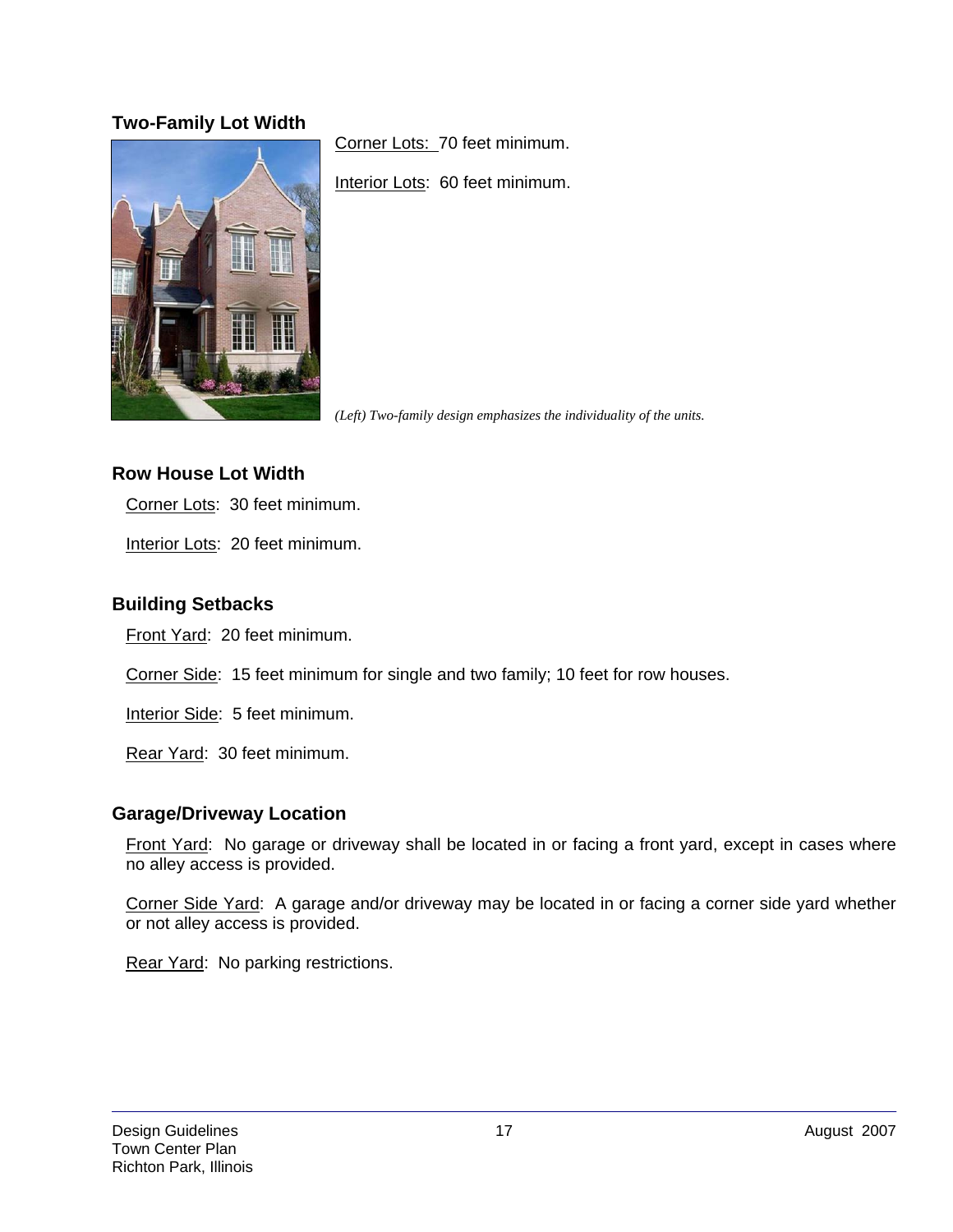**Two-Family Lot Width**

Corner Lots: 70 feet minimum.

Interior Lots: 60 feet minimum.

*(Left) Two-family design emphasizes the individuality of the units.*

**Row House Lot Width**

Corner Lots: 30 feet minimum.

Interior Lots: 20 feet minimum.

**Building Setbacks**

Front Yard: 20 feet minimum.

Corner Side: 15 feet minimum for single and two family; 10 feet for row houses.

Interior Side: 5 feet minimum.

Rear Yard: 30 feet minimum.

**Garage/Driveway Location**

Front Yard: No garage or driveway shall be located in or facing a front yard, except in cases where no alley access is provided.

Corner Side Yard: A garage and/or driveway may be located in or facing a corner side yard whether or not alley access is provided.

Rear Yard: No parking restrictions.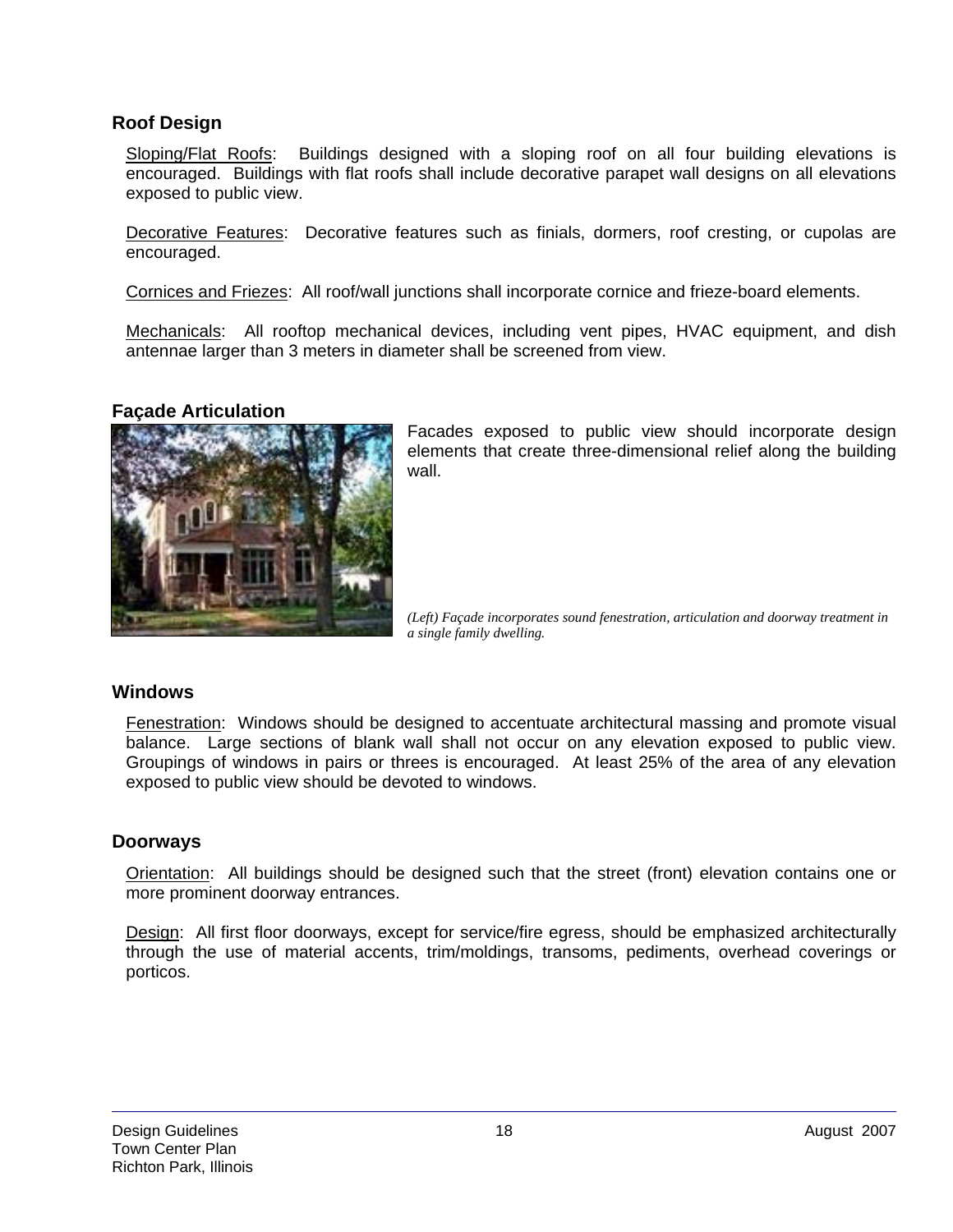## Roof Design

Sloping/Flat Roofs: Buildings designed with a sloping roof on all four building elevations is encouraged. Buildings with flat roofs shall include decorative parapet wall designs on all elevations exposed to public view.

Decorative Features: Decorative features such as finials, dormers, roof cresting, or cupolas are encouraged.

Cornices and Friezes: All roof/wall junctions shall incorporate cornice and frieze-board elements.

Mechanicals: All rooftop mechanical devices, including vent pipes, HVAC equipment, and dish antennae larger than 3 meters in diameter shall be screened from view.

## Façade Articulation

Facades exposed to public view should incorporate design elements that create three-dimensional relief along the building wall.

*(Left) Façade incorporates sound fenestration, articulation and doorway treatment in a single family dwelling.*

## Windows

Fenestration: Windows should be designed to accentuate architectural massing and promote visual balance. Large sections of blank wall shall not occur on any elevation exposed to public view. Groupings of windows in pairs or threes is encouraged. At least 25% of the area of any elevation exposed to public view should be devoted to windows.

## Doorways

Orientation: All buildings should be designed such that the street (front) elevation contains one or more prominent doorway entrances.

Design: All first floor doorways, except for service/fire egress, should be emphasized architecturally through the use of material accents, trim/moldings, transoms, pediments, overhead coverings or porticos.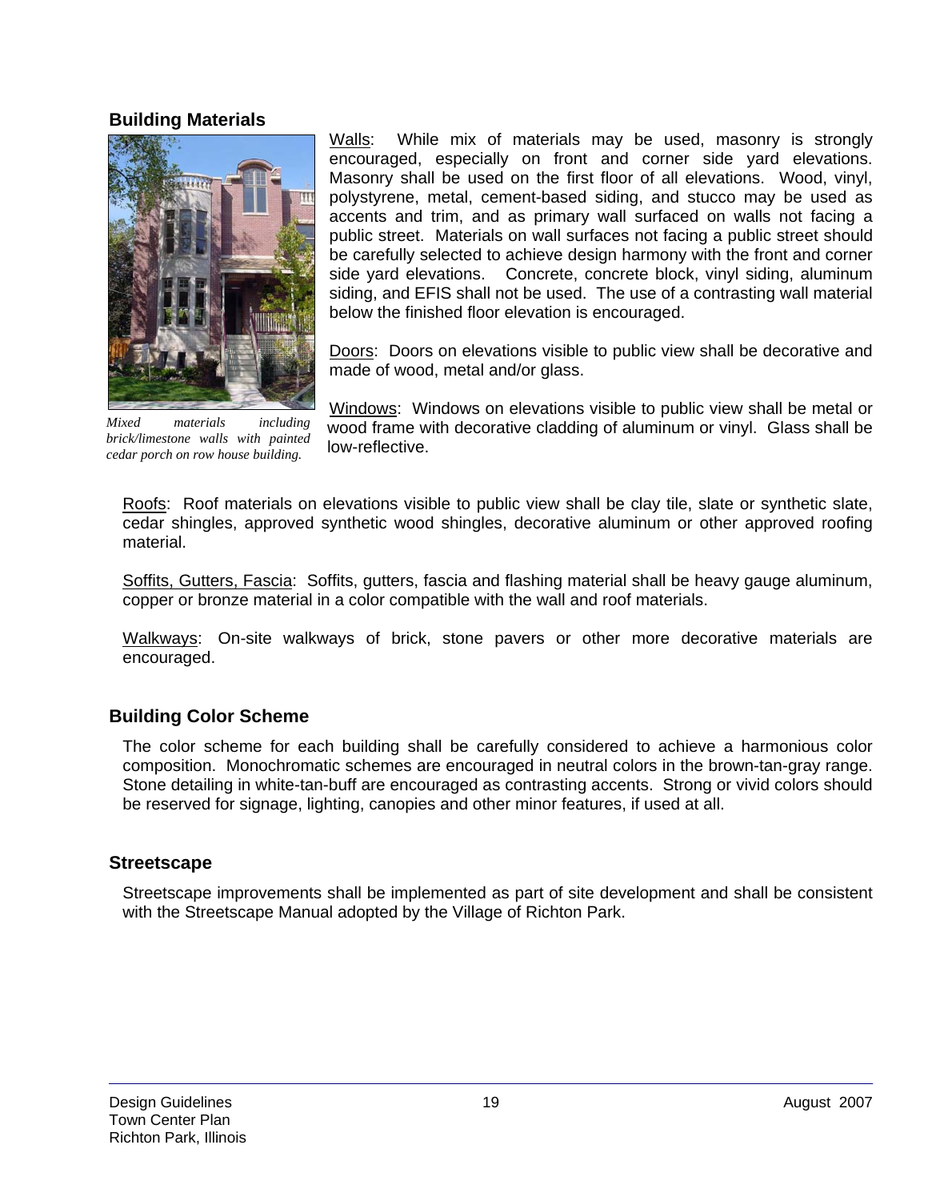## Building Materials

Mixed materials including brick/limestone walls with painted cedar porch on row house building.

Walls: While mix of materials may be used, masonry is strongly encouraged, especially on front and corner side yard elevations. Masonry shall be used on the first floor of all elevations. Wood, vinyl, polystyrene, metal, cement-based siding, and stucco may be used as accents and trim, and as primary wall surfaced on walls not facing a public street. Materials on wall surfaces not facing a public street should be carefully selected to achieve design harmony with the front and corner side yard elevations. Concrete, concrete block, vinyl siding, aluminum siding, and EFIS shall not be used. The use of a contrasting wall material below the finished floor elevation is encouraged.

Doors: Doors on elevations visible to public view shall be decorative and made of wood, metal and/or glass.

Windows: Windows on elevations visible to public view shall be metal or wood frame with decorative cladding of aluminum or vinyl. Glass shall be low-reflective.

Roofs: Roof materials on elevations visible to public view shall be clay tile, slate or synthetic slate, cedar shingles, approved synthetic wood shingles, decorative aluminum or other approved roofing material.

Soffits, Gutters, Fascia: Soffits, gutters, fascia and flashing material shall be heavy gauge aluminum, copper or bronze material in a color compatible with the wall and roof materials.

Walkways: On-site walkways of brick, stone pavers or other more decorative materials are encouraged.

## Building Color Scheme

The color scheme for each building shall be carefully considered to achieve a harmonious color composition. Monochromatic schemes are encouraged in neutral colors in the brown-tan-gray range. Stone detailing in white-tan-buff are encouraged as contrasting accents. Strong or vivid colors should be reserved for signage, lighting, canopies and other minor features, if used at all.

## Streetscape

Streetscape improvements shall be implemented as part of site development and shall be consistent with the Streetscape Manual adopted by the Village of Richton Park.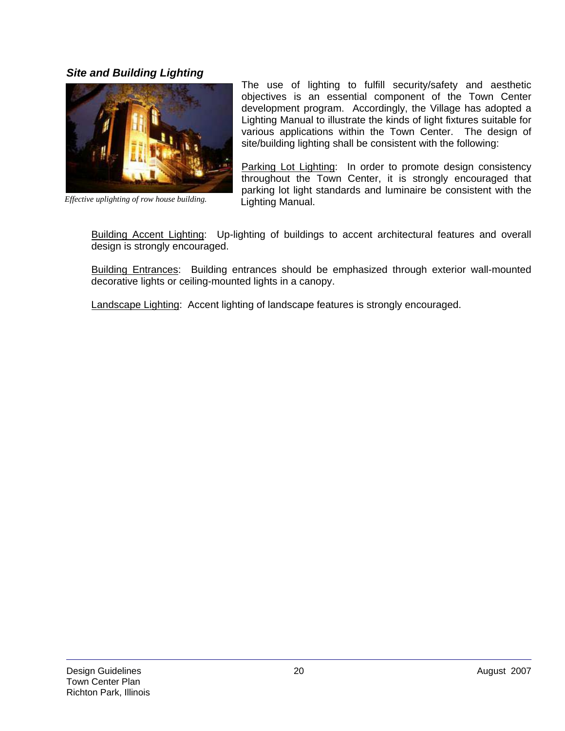### *Site and Building Lighting*

*Effective uplighting of row house building.*

The use of lighting to fulfill security/safety and aesthetic objectives is an essential component of the Town Center development program. Accordingly, the Village has adopted a Lighting Manual to illustrate the kinds of light fixtures suitable for various applications within the Town Center. The design of site/building lighting shall be consistent with the following:

Parking Lot Lighting: In order to promote design consistency throughout the Town Center, it is strongly encouraged that parking lot light standards and luminaire be consistent with the Lighting Manual.

Building Accent Lighting: Up-lighting of buildings to accent architectural features and overall design is strongly encouraged.

Building Entrances: Building entrances should be emphasized through exterior wall-mounted decorative lights or ceiling-mounted lights in a canopy.

Landscape Lighting: Accent lighting of landscape features is strongly encouraged.